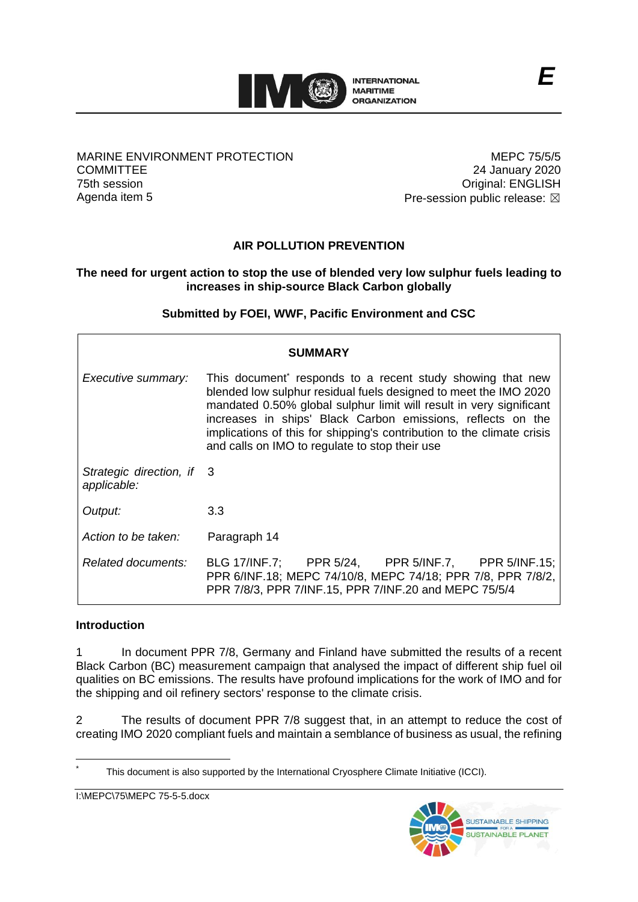MARINE ENVIRONMENT PROTECTION COMMITTEE
75th session
Agenda item 5

MEPC 75/5/5
24 January 2020
Original: ENGLISH
Pre-session public release: ☒

## AIR POLLUTION PREVENTION

### The need for urgent action to stop the use of blended very low sulphur fuels leading to increases in ship-source Black Carbon globally

**Submitted by FOEI, WWF, Pacific Environment and CSC**

| SUMMARY | |
|---|---|
| *Executive summary:* | This document[*] responds to a recent study showing that new blended low sulphur residual fuels designed to meet the IMO 2020 mandated 0.50% global sulphur limit will result in very significant increases in ships' Black Carbon emissions, reflects on the implications of this for shipping's contribution to the climate crisis and calls on IMO to regulate to stop their use |
| *Strategic direction, if applicable:* | 3 |
| *Output:* | 3.3 |
| *Action to be taken:* | Paragraph 14 |
| *Related documents:* | BLG 17/INF.7; PPR 5/24, PPR 5/INF.7, PPR 5/INF.15; PPR 6/INF.18; MEPC 74/10/8, MEPC 74/18; PPR 7/8, PPR 7/8/2, PPR 7/8/3, PPR 7/INF.15, PPR 7/INF.20 and MEPC 75/5/4 |

**Introduction**

1 In document PPR 7/8, Germany and Finland have submitted the results of a recent Black Carbon (BC) measurement campaign that analysed the impact of different ship fuel oil qualities on BC emissions. The results have profound implications for the work of IMO and for the shipping and oil refinery sectors' response to the climate crisis.

2 The results of document PPR 7/8 suggest that, in an attempt to reduce the cost of creating IMO 2020 compliant fuels and maintain a semblance of business as usual, the refining

[*] This document is also supported by the International Cryosphere Climate Initiative (ICCI).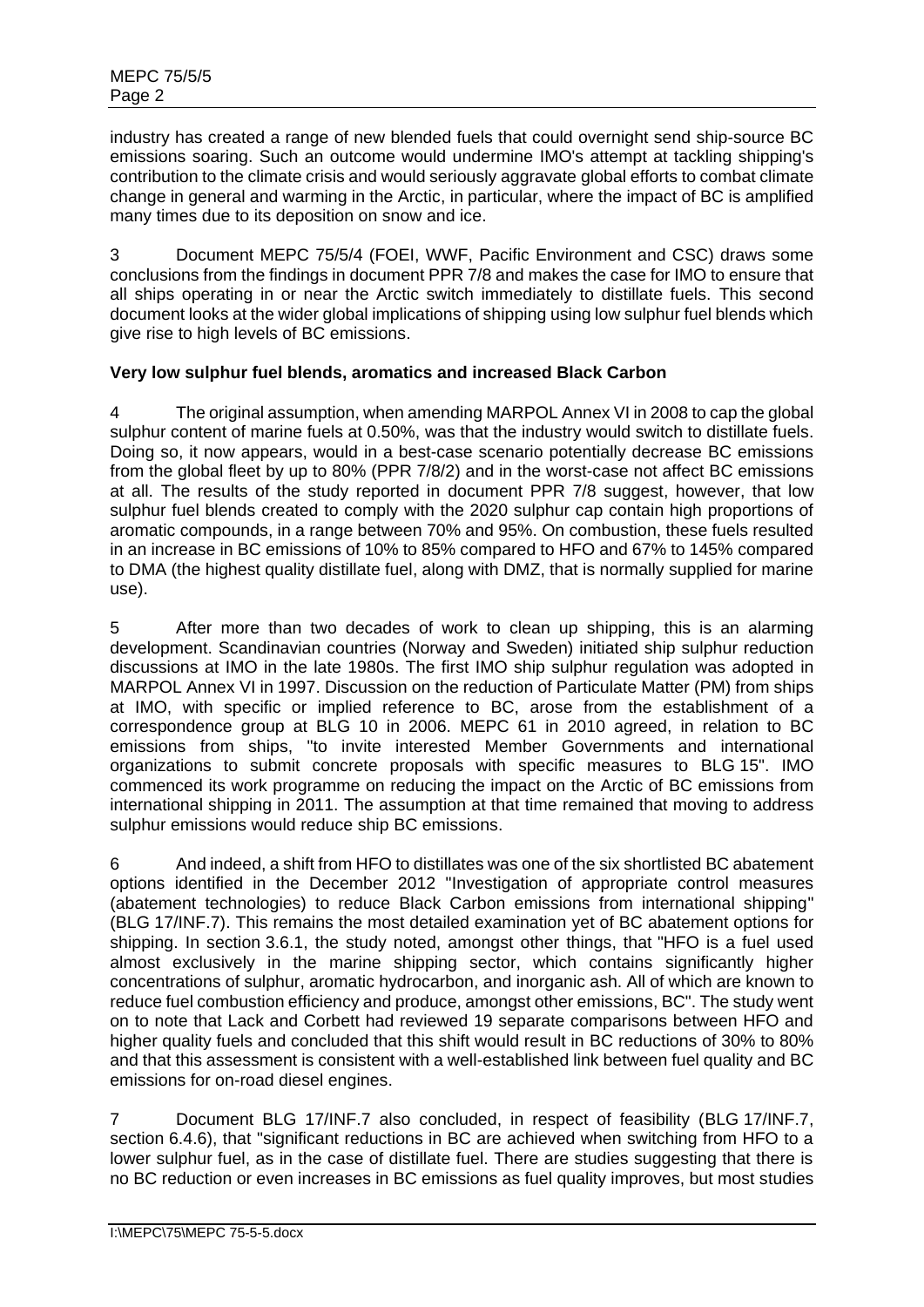industry has created a range of new blended fuels that could overnight send ship-source BC emissions soaring. Such an outcome would undermine IMO's attempt at tackling shipping's contribution to the climate crisis and would seriously aggravate global efforts to combat climate change in general and warming in the Arctic, in particular, where the impact of BC is amplified many times due to its deposition on snow and ice.

3 Document MEPC 75/5/4 (FOEI, WWF, Pacific Environment and CSC) draws some conclusions from the findings in document PPR 7/8 and makes the case for IMO to ensure that all ships operating in or near the Arctic switch immediately to distillate fuels. This second document looks at the wider global implications of shipping using low sulphur fuel blends which give rise to high levels of BC emissions.

**Very low sulphur fuel blends, aromatics and increased Black Carbon**

4 The original assumption, when amending MARPOL Annex VI in 2008 to cap the global sulphur content of marine fuels at 0.50%, was that the industry would switch to distillate fuels. Doing so, it now appears, would in a best-case scenario potentially decrease BC emissions from the global fleet by up to 80% (PPR 7/8/2) and in the worst-case not affect BC emissions at all. The results of the study reported in document PPR 7/8 suggest, however, that low sulphur fuel blends created to comply with the 2020 sulphur cap contain high proportions of aromatic compounds, in a range between 70% and 95%. On combustion, these fuels resulted in an increase in BC emissions of 10% to 85% compared to HFO and 67% to 145% compared to DMA (the highest quality distillate fuel, along with DMZ, that is normally supplied for marine use).

5 After more than two decades of work to clean up shipping, this is an alarming development. Scandinavian countries (Norway and Sweden) initiated ship sulphur reduction discussions at IMO in the late 1980s. The first IMO ship sulphur regulation was adopted in MARPOL Annex VI in 1997. Discussion on the reduction of Particulate Matter (PM) from ships at IMO, with specific or implied reference to BC, arose from the establishment of a correspondence group at BLG 10 in 2006. MEPC 61 in 2010 agreed, in relation to BC emissions from ships, "to invite interested Member Governments and international organizations to submit concrete proposals with specific measures to BLG 15". IMO commenced its work programme on reducing the impact on the Arctic of BC emissions from international shipping in 2011. The assumption at that time remained that moving to address sulphur emissions would reduce ship BC emissions.

6 And indeed, a shift from HFO to distillates was one of the six shortlisted BC abatement options identified in the December 2012 "Investigation of appropriate control measures (abatement technologies) to reduce Black Carbon emissions from international shipping" (BLG 17/INF.7). This remains the most detailed examination yet of BC abatement options for shipping. In section 3.6.1, the study noted, amongst other things, that "HFO is a fuel used almost exclusively in the marine shipping sector, which contains significantly higher concentrations of sulphur, aromatic hydrocarbon, and inorganic ash. All of which are known to reduce fuel combustion efficiency and produce, amongst other emissions, BC". The study went on to note that Lack and Corbett had reviewed 19 separate comparisons between HFO and higher quality fuels and concluded that this shift would result in BC reductions of 30% to 80% and that this assessment is consistent with a well-established link between fuel quality and BC emissions for on-road diesel engines.

7 Document BLG 17/INF.7 also concluded, in respect of feasibility (BLG 17/INF.7, section 6.4.6), that "significant reductions in BC are achieved when switching from HFO to a lower sulphur fuel, as in the case of distillate fuel. There are studies suggesting that there is no BC reduction or even increases in BC emissions as fuel quality improves, but most studies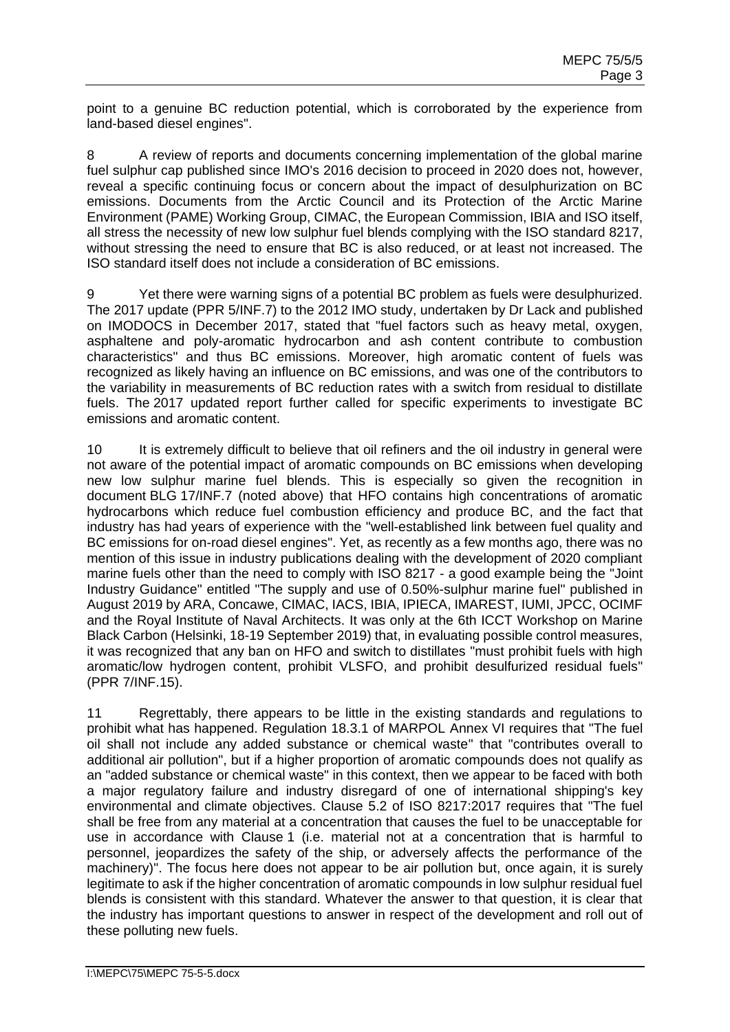point to a genuine BC reduction potential, which is corroborated by the experience from land-based diesel engines".

8 A review of reports and documents concerning implementation of the global marine fuel sulphur cap published since IMO's 2016 decision to proceed in 2020 does not, however, reveal a specific continuing focus or concern about the impact of desulphurization on BC emissions. Documents from the Arctic Council and its Protection of the Arctic Marine Environment (PAME) Working Group, CIMAC, the European Commission, IBIA and ISO itself, all stress the necessity of new low sulphur fuel blends complying with the ISO standard 8217, without stressing the need to ensure that BC is also reduced, or at least not increased. The ISO standard itself does not include a consideration of BC emissions.

9 Yet there were warning signs of a potential BC problem as fuels were desulphurized. The 2017 update (PPR 5/INF.7) to the 2012 IMO study, undertaken by Dr Lack and published on IMODOCS in December 2017, stated that "fuel factors such as heavy metal, oxygen, asphaltene and poly-aromatic hydrocarbon and ash content contribute to combustion characteristics" and thus BC emissions. Moreover, high aromatic content of fuels was recognized as likely having an influence on BC emissions, and was one of the contributors to the variability in measurements of BC reduction rates with a switch from residual to distillate fuels. The 2017 updated report further called for specific experiments to investigate BC emissions and aromatic content.

10 It is extremely difficult to believe that oil refiners and the oil industry in general were not aware of the potential impact of aromatic compounds on BC emissions when developing new low sulphur marine fuel blends. This is especially so given the recognition in document BLG 17/INF.7 (noted above) that HFO contains high concentrations of aromatic hydrocarbons which reduce fuel combustion efficiency and produce BC, and the fact that industry has had years of experience with the "well-established link between fuel quality and BC emissions for on-road diesel engines". Yet, as recently as a few months ago, there was no mention of this issue in industry publications dealing with the development of 2020 compliant marine fuels other than the need to comply with ISO 8217 - a good example being the "Joint Industry Guidance" entitled "The supply and use of 0.50%-sulphur marine fuel" published in August 2019 by ARA, Concawe, CIMAC, IACS, IBIA, IPIECA, IMAREST, IUMI, JPCC, OCIMF and the Royal Institute of Naval Architects. It was only at the 6th ICCT Workshop on Marine Black Carbon (Helsinki, 18-19 September 2019) that, in evaluating possible control measures, it was recognized that any ban on HFO and switch to distillates "must prohibit fuels with high aromatic/low hydrogen content, prohibit VLSFO, and prohibit desulfurized residual fuels" (PPR 7/INF.15).

11 Regrettably, there appears to be little in the existing standards and regulations to prohibit what has happened. Regulation 18.3.1 of MARPOL Annex VI requires that "The fuel oil shall not include any added substance or chemical waste" that "contributes overall to additional air pollution", but if a higher proportion of aromatic compounds does not qualify as an "added substance or chemical waste" in this context, then we appear to be faced with both a major regulatory failure and industry disregard of one of international shipping's key environmental and climate objectives. Clause 5.2 of ISO 8217:2017 requires that "The fuel shall be free from any material at a concentration that causes the fuel to be unacceptable for use in accordance with Clause 1 (i.e. material not at a concentration that is harmful to personnel, jeopardizes the safety of the ship, or adversely affects the performance of the machinery)". The focus here does not appear to be air pollution but, once again, it is surely legitimate to ask if the higher concentration of aromatic compounds in low sulphur residual fuel blends is consistent with this standard. Whatever the answer to that question, it is clear that the industry has important questions to answer in respect of the development and roll out of these polluting new fuels.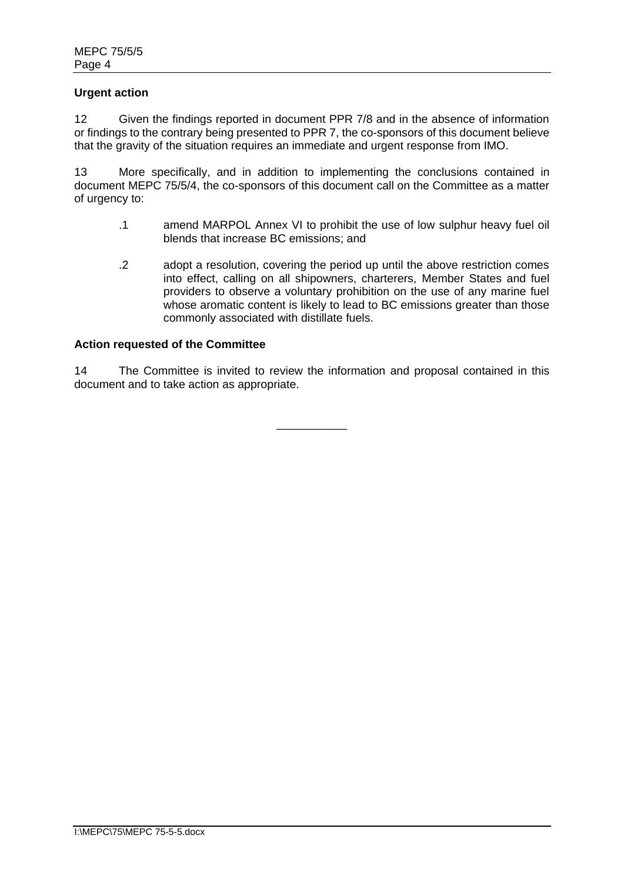**Urgent action**

12 Given the findings reported in document PPR 7/8 and in the absence of information or findings to the contrary being presented to PPR 7, the co-sponsors of this document believe that the gravity of the situation requires an immediate and urgent response from IMO.

13 More specifically, and in addition to implementing the conclusions contained in document MEPC 75/5/4, the co-sponsors of this document call on the Committee as a matter of urgency to:

.1 amend MARPOL Annex VI to prohibit the use of low sulphur heavy fuel oil blends that increase BC emissions; and

.2 adopt a resolution, covering the period up until the above restriction comes into effect, calling on all shipowners, charterers, Member States and fuel providers to observe a voluntary prohibition on the use of any marine fuel whose aromatic content is likely to lead to BC emissions greater than those commonly associated with distillate fuels.

**Action requested of the Committee**

14 The Committee is invited to review the information and proposal contained in this document and to take action as appropriate.

___________